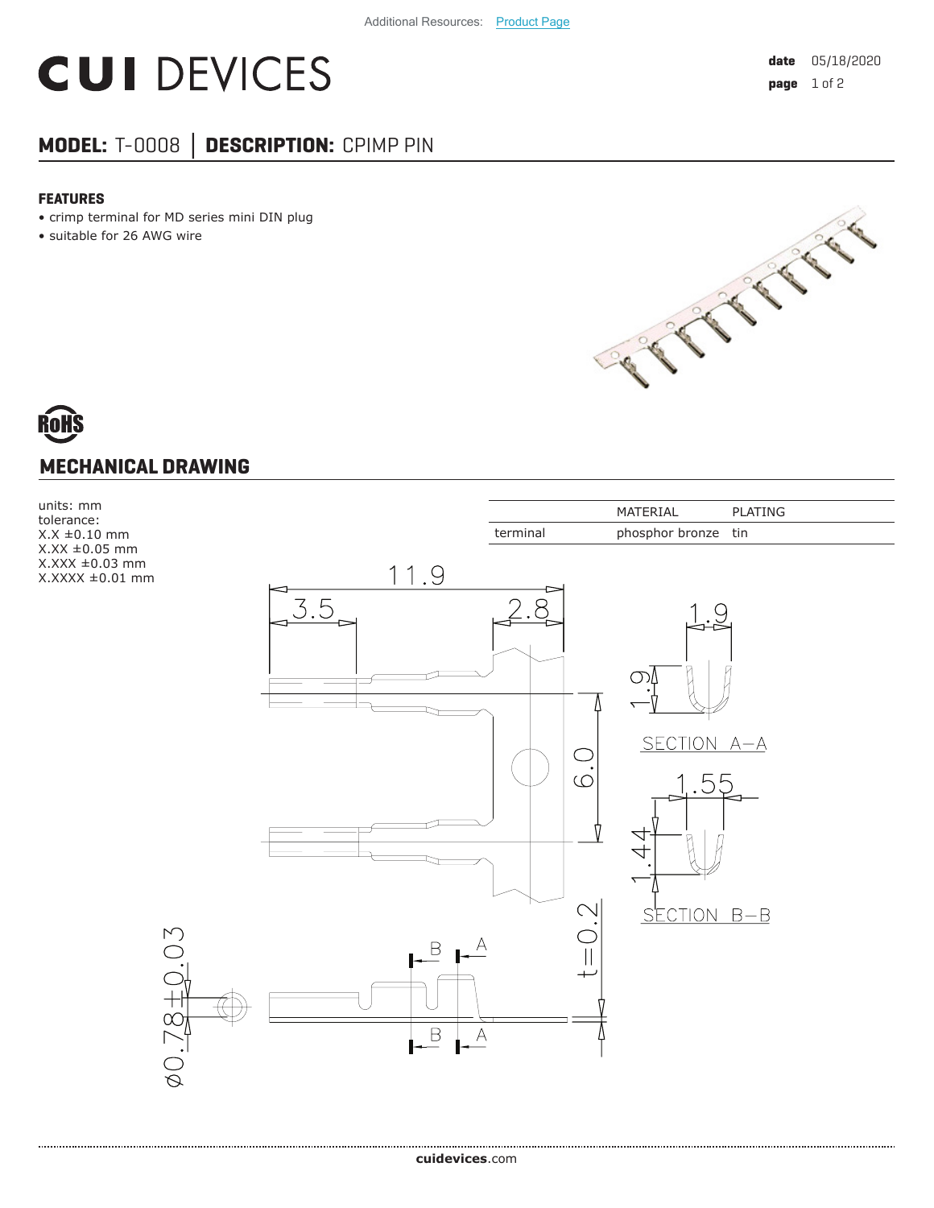Additional Resources: Product Page

# CUI DEVICES

date 05/18/2020

## MODEL: T-0008 │ DESCRIPTION: CPIMP PIN

### FEATURES

- crimp terminal for MD series mini DIN plug
- suitable for 26 AWG wire

RoHS

## MECHANICAL DRAWING

units: mm
tolerance:
X.X ±0.10 mm
X.XX ±0.05 mm
X.XXX ±0.03 mm
X.XXXX ±0.01 mm

| | MATERIAL | PLATING |
|---|---|---|
| terminal | phosphor bronze | tin |

11.9
3.5
2.8
6.0
t=0.2
ø0.78±0.03
1.9
1.9
SECTION A–A
1.55
1.44
SECTION B–B

cuidevices.com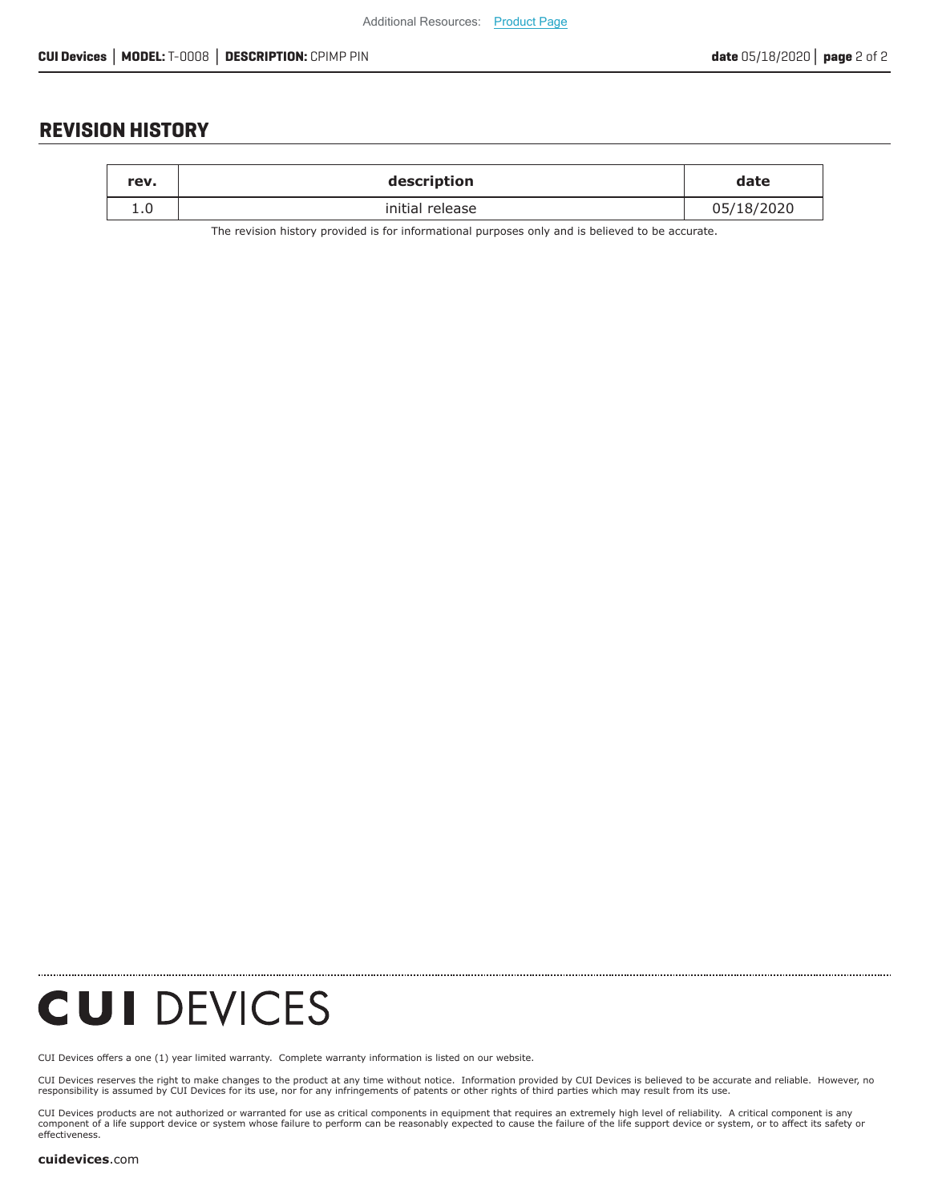## REVISION HISTORY

| rev. | description | date |
| --- | --- | --- |
| 1.0 | initial release | 05/18/2020 |

The revision history provided is for informational purposes only and is believed to be accurate.

**CUI DEVICES**

CUI Devices offers a one (1) year limited warranty. Complete warranty information is listed on our website.

CUI Devices reserves the right to make changes to the product at any time without notice. Information provided by CUI Devices is believed to be accurate and reliable. However, no responsibility is assumed by CUI Devices for its use, nor for any infringements of patents or other rights of third parties which may result from its use.

CUI Devices products are not authorized or warranted for use as critical components in equipment that requires an extremely high level of reliability. A critical component is any component of a life support device or system whose failure to perform can be reasonably expected to cause the failure of the life support device or system, or to affect its safety or effectiveness.

**cuidevices**.com